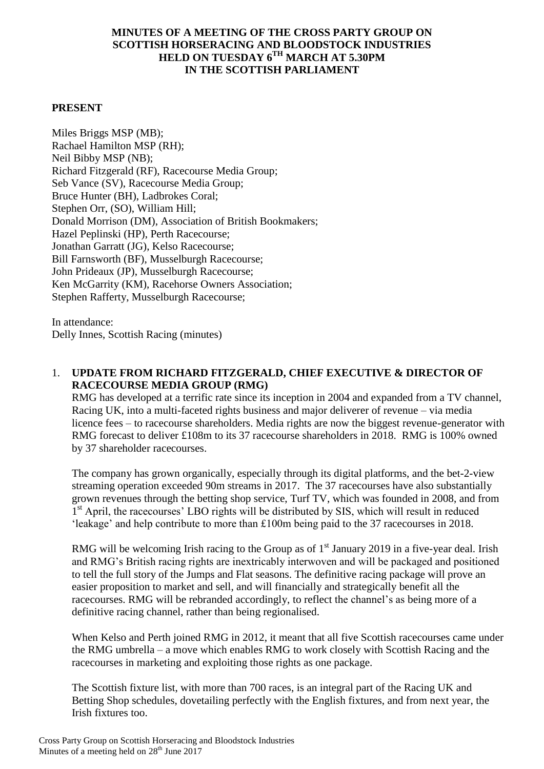# MINUTES OF A MEETING OF THE CROSS PARTY GROUP ON SCOTTISH HORSERACING AND BLOODSTOCK INDUSTRIES HELD ON TUESDAY 6TH MARCH AT 5.30PM IN THE SCOTTISH PARLIAMENT

## PRESENT

Miles Briggs MSP (MB);
Rachael Hamilton MSP (RH);
Neil Bibby MSP (NB);
Richard Fitzgerald (RF), Racecourse Media Group;
Seb Vance (SV), Racecourse Media Group;
Bruce Hunter (BH), Ladbrokes Coral;
Stephen Orr, (SO), William Hill;
Donald Morrison (DM), Association of British Bookmakers;
Hazel Peplinski (HP), Perth Racecourse;
Jonathan Garratt (JG), Kelso Racecourse;
Bill Farnsworth (BF), Musselburgh Racecourse;
John Prideaux (JP), Musselburgh Racecourse;
Ken McGarrity (KM), Racehorse Owners Association;
Stephen Rafferty, Musselburgh Racecourse;

In attendance:
Delly Innes, Scottish Racing (minutes)

1. **UPDATE FROM RICHARD FITZGERALD, CHIEF EXECUTIVE & DIRECTOR OF RACECOURSE MEDIA GROUP (RMG)**

   RMG has developed at a terrific rate since its inception in 2004 and expanded from a TV channel, Racing UK, into a multi-faceted rights business and major deliverer of revenue – via media licence fees – to racecourse shareholders. Media rights are now the biggest revenue-generator with RMG forecast to deliver £108m to its 37 racecourse shareholders in 2018. RMG is 100% owned by 37 shareholder racecourses.

   The company has grown organically, especially through its digital platforms, and the bet-2-view streaming operation exceeded 90m streams in 2017. The 37 racecourses have also substantially grown revenues through the betting shop service, Turf TV, which was founded in 2008, and from 1st April, the racecourses' LBO rights will be distributed by SIS, which will result in reduced 'leakage' and help contribute to more than £100m being paid to the 37 racecourses in 2018.

   RMG will be welcoming Irish racing to the Group as of 1st January 2019 in a five-year deal. Irish and RMG's British racing rights are inextricably interwoven and will be packaged and positioned to tell the full story of the Jumps and Flat seasons. The definitive racing package will prove an easier proposition to market and sell, and will financially and strategically benefit all the racecourses. RMG will be rebranded accordingly, to reflect the channel's as being more of a definitive racing channel, rather than being regionalised.

   When Kelso and Perth joined RMG in 2012, it meant that all five Scottish racecourses came under the RMG umbrella – a move which enables RMG to work closely with Scottish Racing and the racecourses in marketing and exploiting those rights as one package.

   The Scottish fixture list, with more than 700 races, is an integral part of the Racing UK and Betting Shop schedules, dovetailing perfectly with the English fixtures, and from next year, the Irish fixtures too.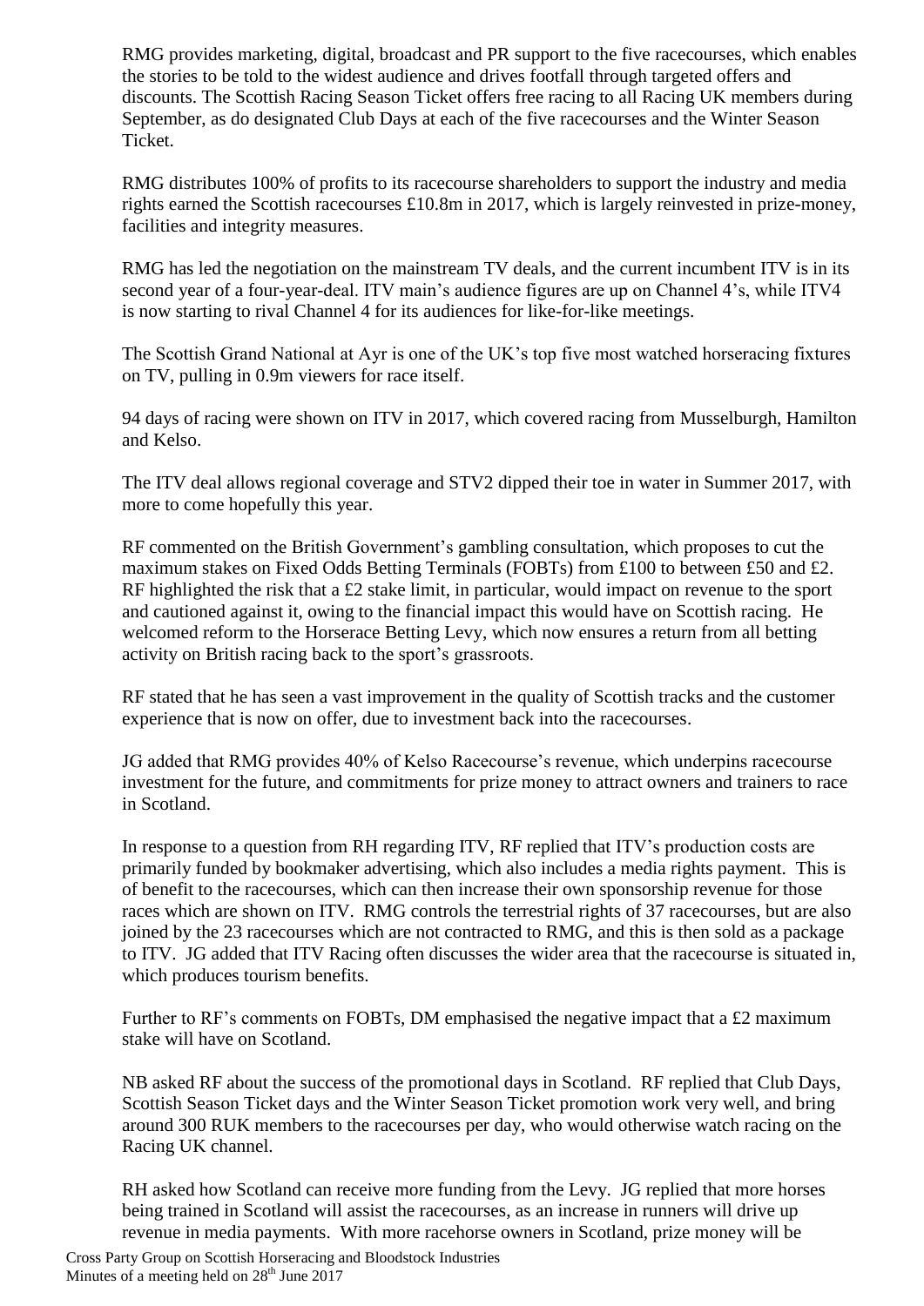RMG provides marketing, digital, broadcast and PR support to the five racecourses, which enables the stories to be told to the widest audience and drives footfall through targeted offers and discounts. The Scottish Racing Season Ticket offers free racing to all Racing UK members during September, as do designated Club Days at each of the five racecourses and the Winter Season Ticket.

RMG distributes 100% of profits to its racecourse shareholders to support the industry and media rights earned the Scottish racecourses £10.8m in 2017, which is largely reinvested in prize-money, facilities and integrity measures.

RMG has led the negotiation on the mainstream TV deals, and the current incumbent ITV is in its second year of a four-year-deal. ITV main's audience figures are up on Channel 4's, while ITV4 is now starting to rival Channel 4 for its audiences for like-for-like meetings.

The Scottish Grand National at Ayr is one of the UK's top five most watched horseracing fixtures on TV, pulling in 0.9m viewers for race itself.

94 days of racing were shown on ITV in 2017, which covered racing from Musselburgh, Hamilton and Kelso.

The ITV deal allows regional coverage and STV2 dipped their toe in water in Summer 2017, with more to come hopefully this year.

RF commented on the British Government's gambling consultation, which proposes to cut the maximum stakes on Fixed Odds Betting Terminals (FOBTs) from £100 to between £50 and £2. RF highlighted the risk that a £2 stake limit, in particular, would impact on revenue to the sport and cautioned against it, owing to the financial impact this would have on Scottish racing. He welcomed reform to the Horserace Betting Levy, which now ensures a return from all betting activity on British racing back to the sport's grassroots.

RF stated that he has seen a vast improvement in the quality of Scottish tracks and the customer experience that is now on offer, due to investment back into the racecourses.

JG added that RMG provides 40% of Kelso Racecourse's revenue, which underpins racecourse investment for the future, and commitments for prize money to attract owners and trainers to race in Scotland.

In response to a question from RH regarding ITV, RF replied that ITV's production costs are primarily funded by bookmaker advertising, which also includes a media rights payment. This is of benefit to the racecourses, which can then increase their own sponsorship revenue for those races which are shown on ITV. RMG controls the terrestrial rights of 37 racecourses, but are also joined by the 23 racecourses which are not contracted to RMG, and this is then sold as a package to ITV. JG added that ITV Racing often discusses the wider area that the racecourse is situated in, which produces tourism benefits.

Further to RF's comments on FOBTs, DM emphasised the negative impact that a £2 maximum stake will have on Scotland.

NB asked RF about the success of the promotional days in Scotland. RF replied that Club Days, Scottish Season Ticket days and the Winter Season Ticket promotion work very well, and bring around 300 RUK members to the racecourses per day, who would otherwise watch racing on the Racing UK channel.

RH asked how Scotland can receive more funding from the Levy. JG replied that more horses being trained in Scotland will assist the racecourses, as an increase in runners will drive up revenue in media payments. With more racehorse owners in Scotland, prize money will be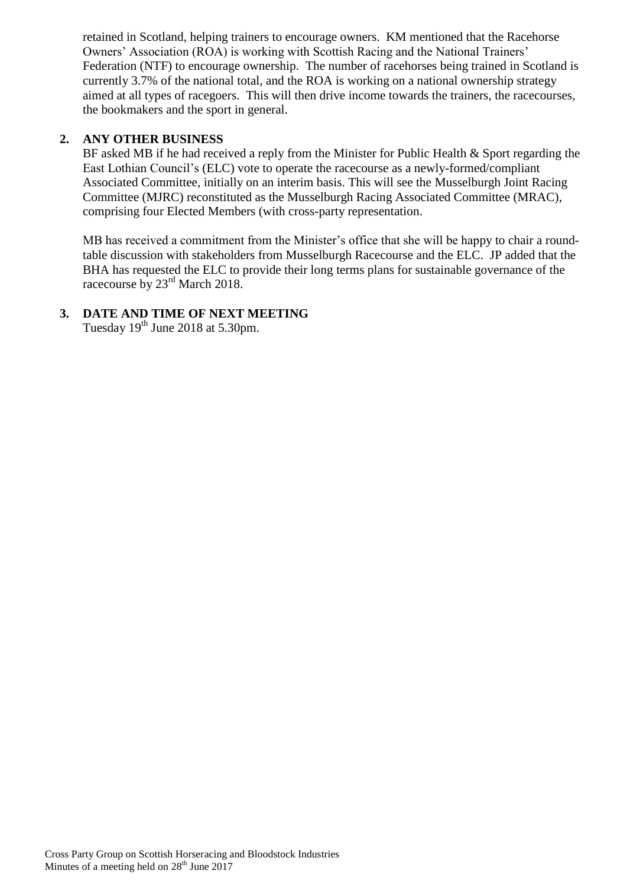retained in Scotland, helping trainers to encourage owners. KM mentioned that the Racehorse Owners' Association (ROA) is working with Scottish Racing and the National Trainers' Federation (NTF) to encourage ownership. The number of racehorses being trained in Scotland is currently 3.7% of the national total, and the ROA is working on a national ownership strategy aimed at all types of racegoers. This will then drive income towards the trainers, the racecourses, the bookmakers and the sport in general.

## 2. ANY OTHER BUSINESS

BF asked MB if he had received a reply from the Minister for Public Health & Sport regarding the East Lothian Council's (ELC) vote to operate the racecourse as a newly-formed/compliant Associated Committee, initially on an interim basis. This will see the Musselburgh Joint Racing Committee (MJRC) reconstituted as the Musselburgh Racing Associated Committee (MRAC), comprising four Elected Members (with cross-party representation.

MB has received a commitment from the Minister's office that she will be happy to chair a round-table discussion with stakeholders from Musselburgh Racecourse and the ELC. JP added that the BHA has requested the ELC to provide their long terms plans for sustainable governance of the racecourse by 23rd March 2018.

## 3. DATE AND TIME OF NEXT MEETING

Tuesday 19th June 2018 at 5.30pm.